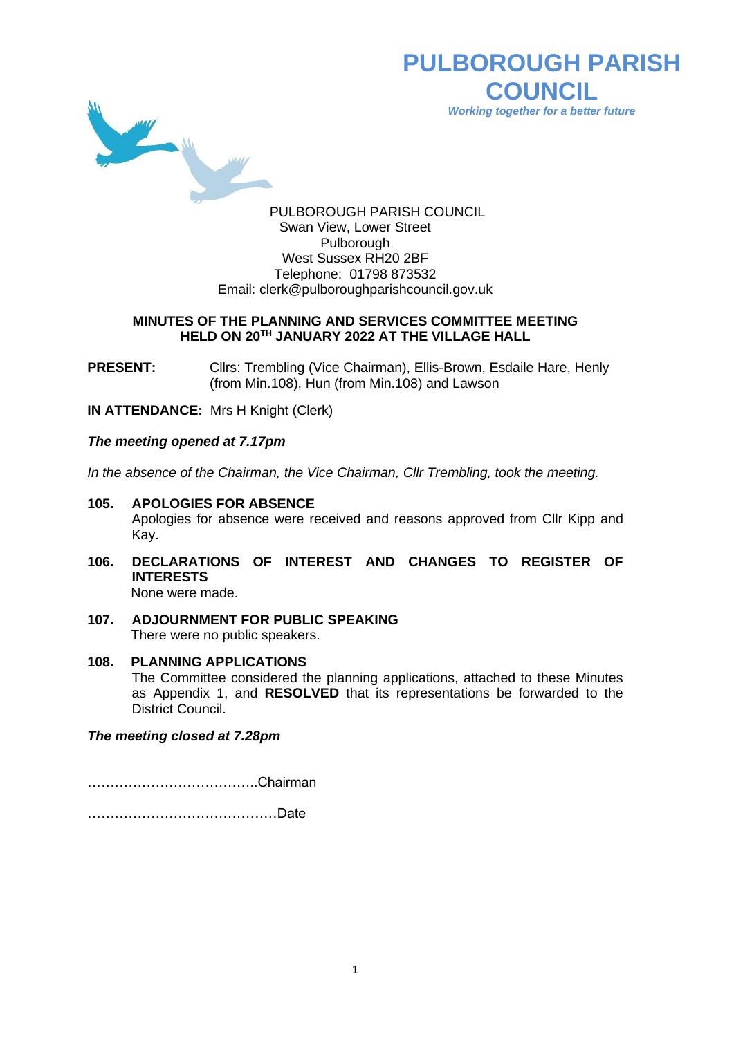# PULBOROUGH PARISH COUNCIL

*Working together for a better future*

PULBOROUGH PARISH COUNCIL
Swan View, Lower Street
Pulborough
West Sussex RH20 2BF
Telephone: 01798 873532
Email: clerk@pulboroughparishcouncil.gov.uk

## MINUTES OF THE PLANNING AND SERVICES COMMITTEE MEETING HELD ON 20TH JANUARY 2022 AT THE VILLAGE HALL

**PRESENT:** Cllrs: Trembling (Vice Chairman), Ellis-Brown, Esdaile Hare, Henly (from Min.108), Hun (from Min.108) and Lawson

**IN ATTENDANCE:** Mrs H Knight (Clerk)

***The meeting opened at 7.17pm***

*In the absence of the Chairman, the Vice Chairman, Cllr Trembling, took the meeting.*

**105. APOLOGIES FOR ABSENCE**
Apologies for absence were received and reasons approved from Cllr Kipp and Kay.

**106. DECLARATIONS OF INTEREST AND CHANGES TO REGISTER OF INTERESTS**
None were made.

**107. ADJOURNMENT FOR PUBLIC SPEAKING**
There were no public speakers.

**108. PLANNING APPLICATIONS**
The Committee considered the planning applications, attached to these Minutes as Appendix 1, and **RESOLVED** that its representations be forwarded to the District Council.

***The meeting closed at 7.28pm***

………………………………..Chairman

……………………………………Date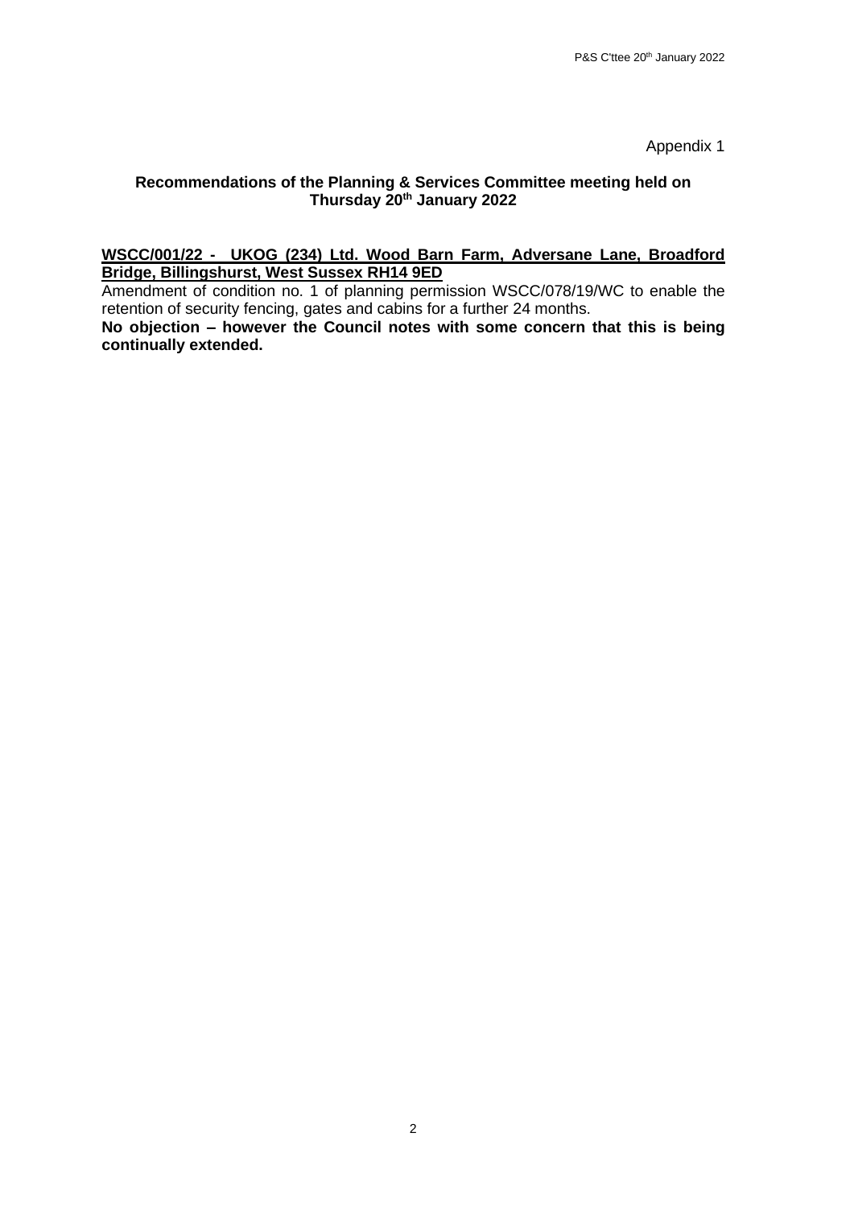Appendix 1

**Recommendations of the Planning & Services Committee meeting held on Thursday 20th January 2022**

**WSCC/001/22 - UKOG (234) Ltd. Wood Barn Farm, Adversane Lane, Broadford Bridge, Billingshurst, West Sussex RH14 9ED**

Amendment of condition no. 1 of planning permission WSCC/078/19/WC to enable the retention of security fencing, gates and cabins for a further 24 months.

**No objection – however the Council notes with some concern that this is being continually extended.**